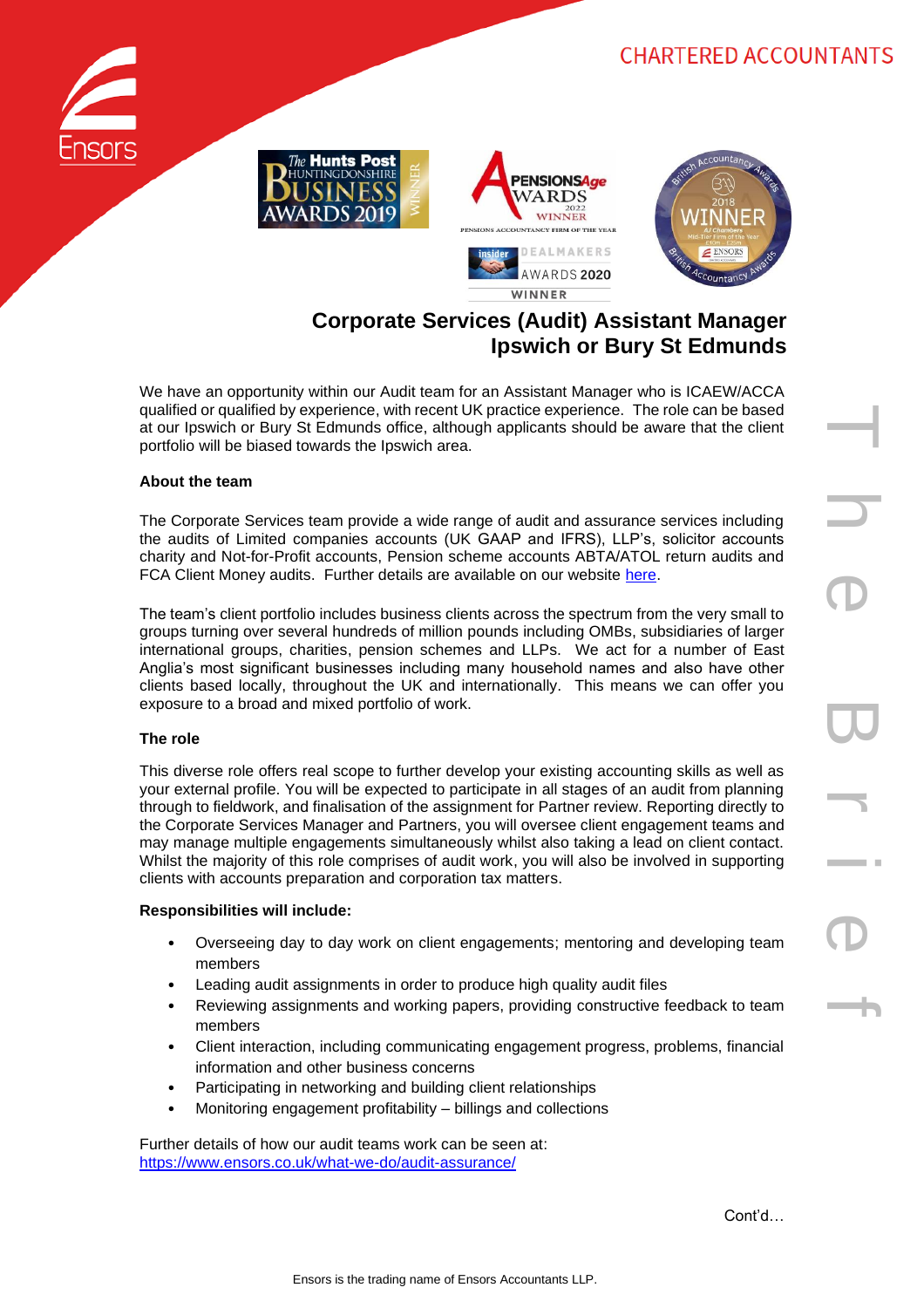CHARTERED ACCOUNTANTS

# Corporate Services (Audit) Assistant Manager
## Ipswich or Bury St Edmunds

We have an opportunity within our Audit team for an Assistant Manager who is ICAEW/ACCA qualified or qualified by experience, with recent UK practice experience. The role can be based at our Ipswich or Bury St Edmunds office, although applicants should be aware that the client portfolio will be biased towards the Ipswich area.

**About the team**

The Corporate Services team provide a wide range of audit and assurance services including the audits of Limited companies accounts (UK GAAP and IFRS), LLP's, solicitor accounts charity and Not-for-Profit accounts, Pension scheme accounts ABTA/ATOL return audits and FCA Client Money audits. Further details are available on our website here.

The team's client portfolio includes business clients across the spectrum from the very small to groups turning over several hundreds of million pounds including OMBs, subsidiaries of larger international groups, charities, pension schemes and LLPs. We act for a number of East Anglia's most significant businesses including many household names and also have other clients based locally, throughout the UK and internationally. This means we can offer you exposure to a broad and mixed portfolio of work.

**The role**

This diverse role offers real scope to further develop your existing accounting skills as well as your external profile. You will be expected to participate in all stages of an audit from planning through to fieldwork, and finalisation of the assignment for Partner review. Reporting directly to the Corporate Services Manager and Partners, you will oversee client engagement teams and may manage multiple engagements simultaneously whilst also taking a lead on client contact. Whilst the majority of this role comprises of audit work, you will also be involved in supporting clients with accounts preparation and corporation tax matters.

**Responsibilities will include:**

- Overseeing day to day work on client engagements; mentoring and developing team members
- Leading audit assignments in order to produce high quality audit files
- Reviewing assignments and working papers, providing constructive feedback to team members
- Client interaction, including communicating engagement progress, problems, financial information and other business concerns
- Participating in networking and building client relationships
- Monitoring engagement profitability – billings and collections

Further details of how our audit teams work can be seen at:
https://www.ensors.co.uk/what-we-do/audit-assurance/

Cont'd…

Ensors is the trading name of Ensors Accountants LLP.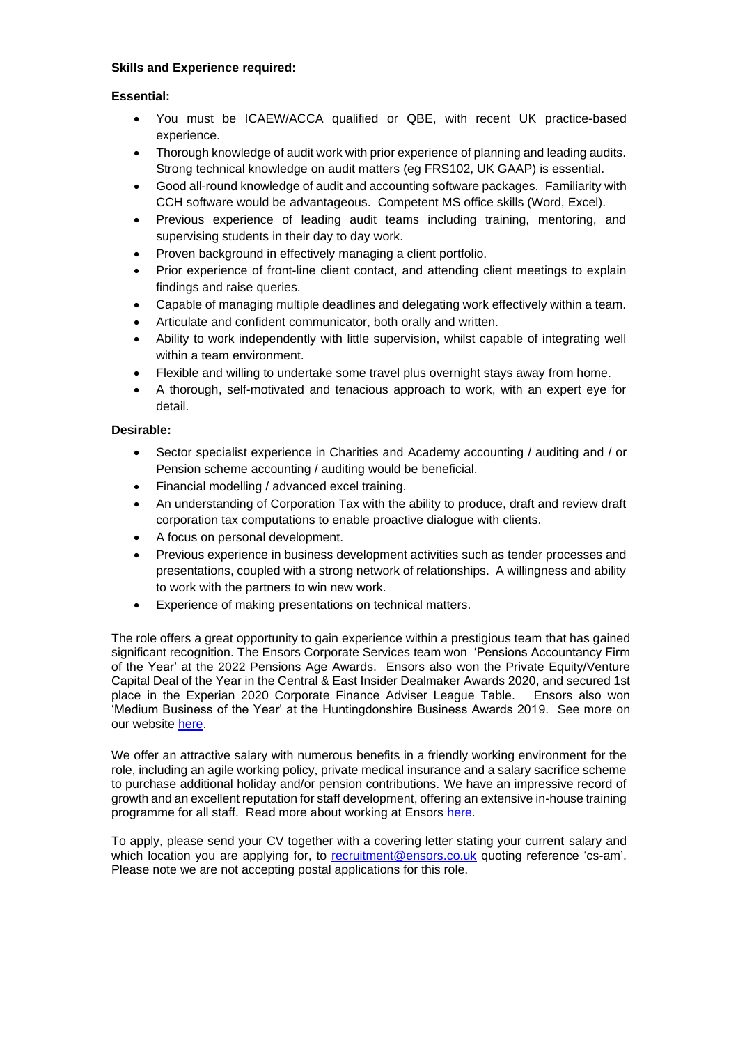**Skills and Experience required:**

**Essential:**

- You must be ICAEW/ACCA qualified or QBE, with recent UK practice-based experience.
- Thorough knowledge of audit work with prior experience of planning and leading audits. Strong technical knowledge on audit matters (eg FRS102, UK GAAP) is essential.
- Good all-round knowledge of audit and accounting software packages. Familiarity with CCH software would be advantageous. Competent MS office skills (Word, Excel).
- Previous experience of leading audit teams including training, mentoring, and supervising students in their day to day work.
- Proven background in effectively managing a client portfolio.
- Prior experience of front-line client contact, and attending client meetings to explain findings and raise queries.
- Capable of managing multiple deadlines and delegating work effectively within a team.
- Articulate and confident communicator, both orally and written.
- Ability to work independently with little supervision, whilst capable of integrating well within a team environment.
- Flexible and willing to undertake some travel plus overnight stays away from home.
- A thorough, self-motivated and tenacious approach to work, with an expert eye for detail.

**Desirable:**

- Sector specialist experience in Charities and Academy accounting / auditing and / or Pension scheme accounting / auditing would be beneficial.
- Financial modelling / advanced excel training.
- An understanding of Corporation Tax with the ability to produce, draft and review draft corporation tax computations to enable proactive dialogue with clients.
- A focus on personal development.
- Previous experience in business development activities such as tender processes and presentations, coupled with a strong network of relationships. A willingness and ability to work with the partners to win new work.
- Experience of making presentations on technical matters.

The role offers a great opportunity to gain experience within a prestigious team that has gained significant recognition. The Ensors Corporate Services team won 'Pensions Accountancy Firm of the Year' at the 2022 Pensions Age Awards. Ensors also won the Private Equity/Venture Capital Deal of the Year in the Central & East Insider Dealmaker Awards 2020, and secured 1st place in the Experian 2020 Corporate Finance Adviser League Table. Ensors also won 'Medium Business of the Year' at the Huntingdonshire Business Awards 2019. See more on our website here.

We offer an attractive salary with numerous benefits in a friendly working environment for the role, including an agile working policy, private medical insurance and a salary sacrifice scheme to purchase additional holiday and/or pension contributions. We have an impressive record of growth and an excellent reputation for staff development, offering an extensive in-house training programme for all staff. Read more about working at Ensors here.

To apply, please send your CV together with a covering letter stating your current salary and which location you are applying for, to recruitment@ensors.co.uk quoting reference 'cs-am'. Please note we are not accepting postal applications for this role.